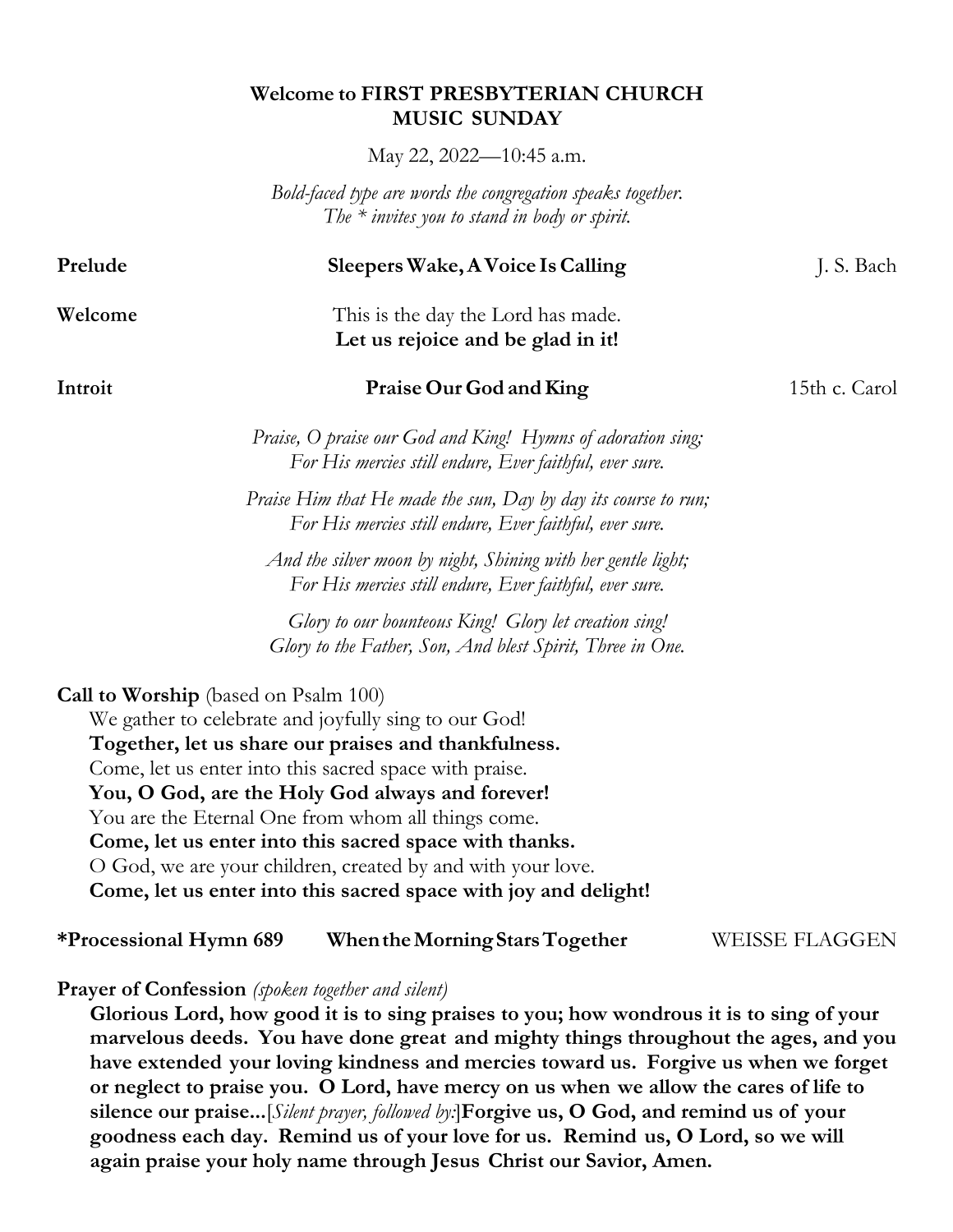**Welcome to FIRST PRESBYTERIAN CHURCH**
**MUSIC SUNDAY**

May 22, 2022—10:45 a.m.

*Bold-faced type are words the congregation speaks together.*
*The * invites you to stand in body or spirit.*

**Prelude** — **Sleepers Wake, A Voice Is Calling** — J. S. Bach

**Welcome**
This is the day the Lord has made.
**Let us rejoice and be glad in it!**

**Introit** — **Praise Our God and King** — 15th c. Carol

*Praise, O praise our God and King! Hymns of adoration sing;*
*For His mercies still endure, Ever faithful, ever sure.*

*Praise Him that He made the sun, Day by day its course to run;*
*For His mercies still endure, Ever faithful, ever sure.*

*And the silver moon by night, Shining with her gentle light;*
*For His mercies still endure, Ever faithful, ever sure.*

*Glory to our bounteous King! Glory let creation sing!*
*Glory to the Father, Son, And blest Spirit, Three in One.*

**Call to Worship** (based on Psalm 100)
We gather to celebrate and joyfully sing to our God!
**Together, let us share our praises and thankfulness.**
Come, let us enter into this sacred space with praise.
**You, O God, are the Holy God always and forever!**
You are the Eternal One from whom all things come.
**Come, let us enter into this sacred space with thanks.**
O God, we are your children, created by and with your love.
**Come, let us enter into this sacred space with joy and delight!**

**\*Processional Hymn 689** — **When the Morning Stars Together** — WEISSE FLAGGEN

**Prayer of Confession** *(spoken together and silent)*
**Glorious Lord, how good it is to sing praises to you; how wondrous it is to sing of your marvelous deeds. You have done great and mighty things throughout the ages, and you have extended your loving kindness and mercies toward us. Forgive us when we forget or neglect to praise you. O Lord, have mercy on us when we allow the cares of life to silence our praise...**[*Silent prayer, followed by:*]**Forgive us, O God, and remind us of your goodness each day. Remind us of your love for us. Remind us, O Lord, so we will again praise your holy name through Jesus Christ our Savior, Amen.**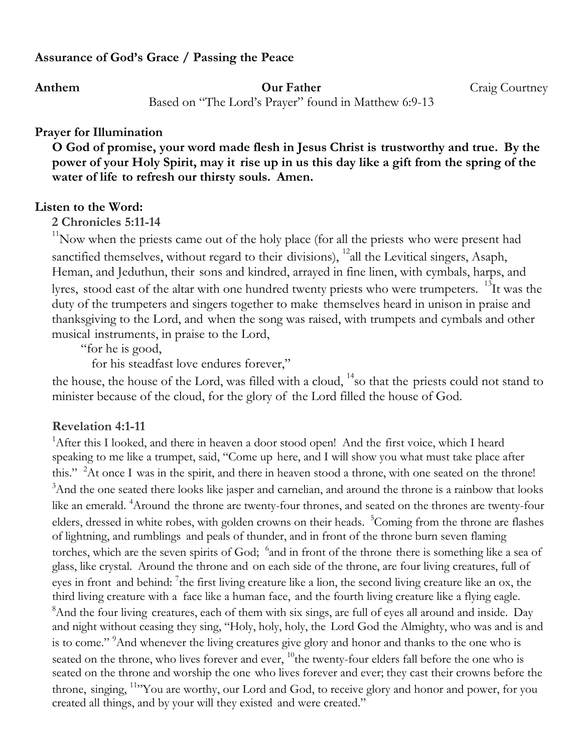**Assurance of God's Grace / Passing the Peace**

**Anthem** **Our Father** Craig Courtney

Based on "The Lord's Prayer" found in Matthew 6:9-13

**Prayer for Illumination**

**O God of promise, your word made flesh in Jesus Christ is trustworthy and true. By the power of your Holy Spirit, may it rise up in us this day like a gift from the spring of the water of life to refresh our thirsty souls. Amen.**

**Listen to the Word:**

**2 Chronicles 5:11-14**

[11]Now when the priests came out of the holy place (for all the priests who were present had sanctified themselves, without regard to their divisions), [12]all the Levitical singers, Asaph, Heman, and Jeduthun, their sons and kindred, arrayed in fine linen, with cymbals, harps, and lyres, stood east of the altar with one hundred twenty priests who were trumpeters. [13]It was the duty of the trumpeters and singers together to make themselves heard in unison in praise and thanksgiving to the Lord, and when the song was raised, with trumpets and cymbals and other musical instruments, in praise to the Lord,

"for he is good,
for his steadfast love endures forever,"

the house, the house of the Lord, was filled with a cloud, [14]so that the priests could not stand to minister because of the cloud, for the glory of the Lord filled the house of God.

**Revelation 4:1-11**

[1]After this I looked, and there in heaven a door stood open! And the first voice, which I heard speaking to me like a trumpet, said, "Come up here, and I will show you what must take place after this." [2]At once I was in the spirit, and there in heaven stood a throne, with one seated on the throne! [3]And the one seated there looks like jasper and carnelian, and around the throne is a rainbow that looks like an emerald. [4]Around the throne are twenty-four thrones, and seated on the thrones are twenty-four elders, dressed in white robes, with golden crowns on their heads. [5]Coming from the throne are flashes of lightning, and rumblings and peals of thunder, and in front of the throne burn seven flaming torches, which are the seven spirits of God; [6]and in front of the throne there is something like a sea of glass, like crystal. Around the throne and on each side of the throne, are four living creatures, full of eyes in front and behind: [7]the first living creature like a lion, the second living creature like an ox, the third living creature with a face like a human face, and the fourth living creature like a flying eagle. [8]And the four living creatures, each of them with six sings, are full of eyes all around and inside. Day and night without ceasing they sing, "Holy, holy, holy, the Lord God the Almighty, who was and is and is to come." [9]And whenever the living creatures give glory and honor and thanks to the one who is seated on the throne, who lives forever and ever, [10]the twenty-four elders fall before the one who is seated on the throne and worship the one who lives forever and ever; they cast their crowns before the throne, singing, [11]"You are worthy, our Lord and God, to receive glory and honor and power, for you created all things, and by your will they existed and were created."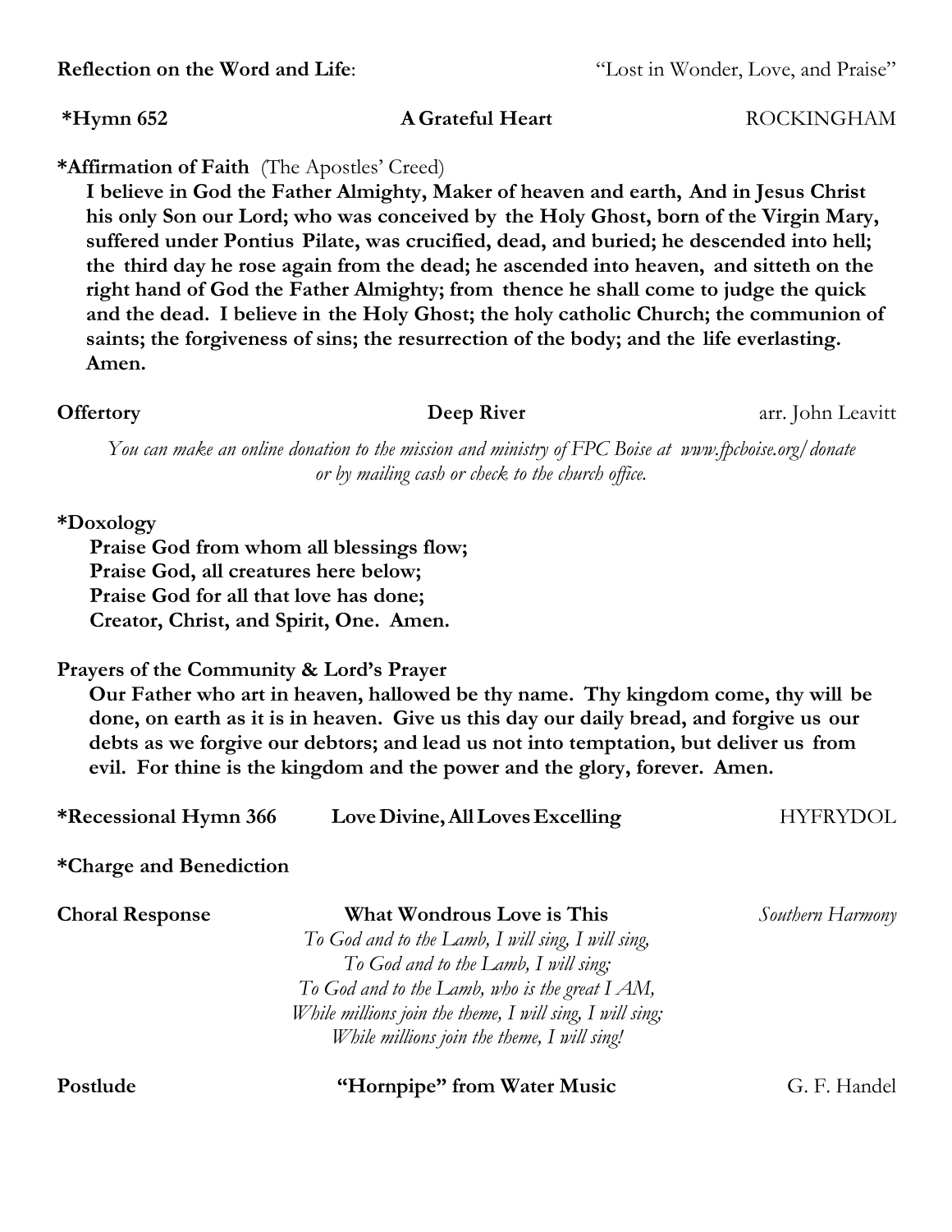**Reflection on the Word and Life**: "Lost in Wonder, Love, and Praise"

**\*Hymn 652** **A Grateful Heart** ROCKINGHAM

**\*Affirmation of Faith** (The Apostles' Creed)

**I believe in God the Father Almighty, Maker of heaven and earth, And in Jesus Christ his only Son our Lord; who was conceived by the Holy Ghost, born of the Virgin Mary, suffered under Pontius Pilate, was crucified, dead, and buried; he descended into hell; the third day he rose again from the dead; he ascended into heaven, and sitteth on the right hand of God the Father Almighty; from thence he shall come to judge the quick and the dead. I believe in the Holy Ghost; the holy catholic Church; the communion of saints; the forgiveness of sins; the resurrection of the body; and the life everlasting. Amen.**

**Offertory** **Deep River** arr. John Leavitt

*You can make an online donation to the mission and ministry of FPC Boise at www.fpcboise.org/donate or by mailing cash or check to the church office.*

**\*Doxology**

**Praise God from whom all blessings flow;**
**Praise God, all creatures here below;**
**Praise God for all that love has done;**
**Creator, Christ, and Spirit, One. Amen.**

**Prayers of the Community & Lord's Prayer**

**Our Father who art in heaven, hallowed be thy name. Thy kingdom come, thy will be done, on earth as it is in heaven. Give us this day our daily bread, and forgive us our debts as we forgive our debtors; and lead us not into temptation, but deliver us from evil. For thine is the kingdom and the power and the glory, forever. Amen.**

**\*Recessional Hymn 366** **Love Divine, All Loves Excelling** HYFRYDOL

**\*Charge and Benediction**

**Choral Response** **What Wondrous Love is This** *Southern Harmony*

*To God and to the Lamb, I will sing, I will sing,*
*To God and to the Lamb, I will sing;*
*To God and to the Lamb, who is the great I AM,*
*While millions join the theme, I will sing, I will sing;*
*While millions join the theme, I will sing!*

**Postlude** **"Hornpipe" from Water Music** G. F. Handel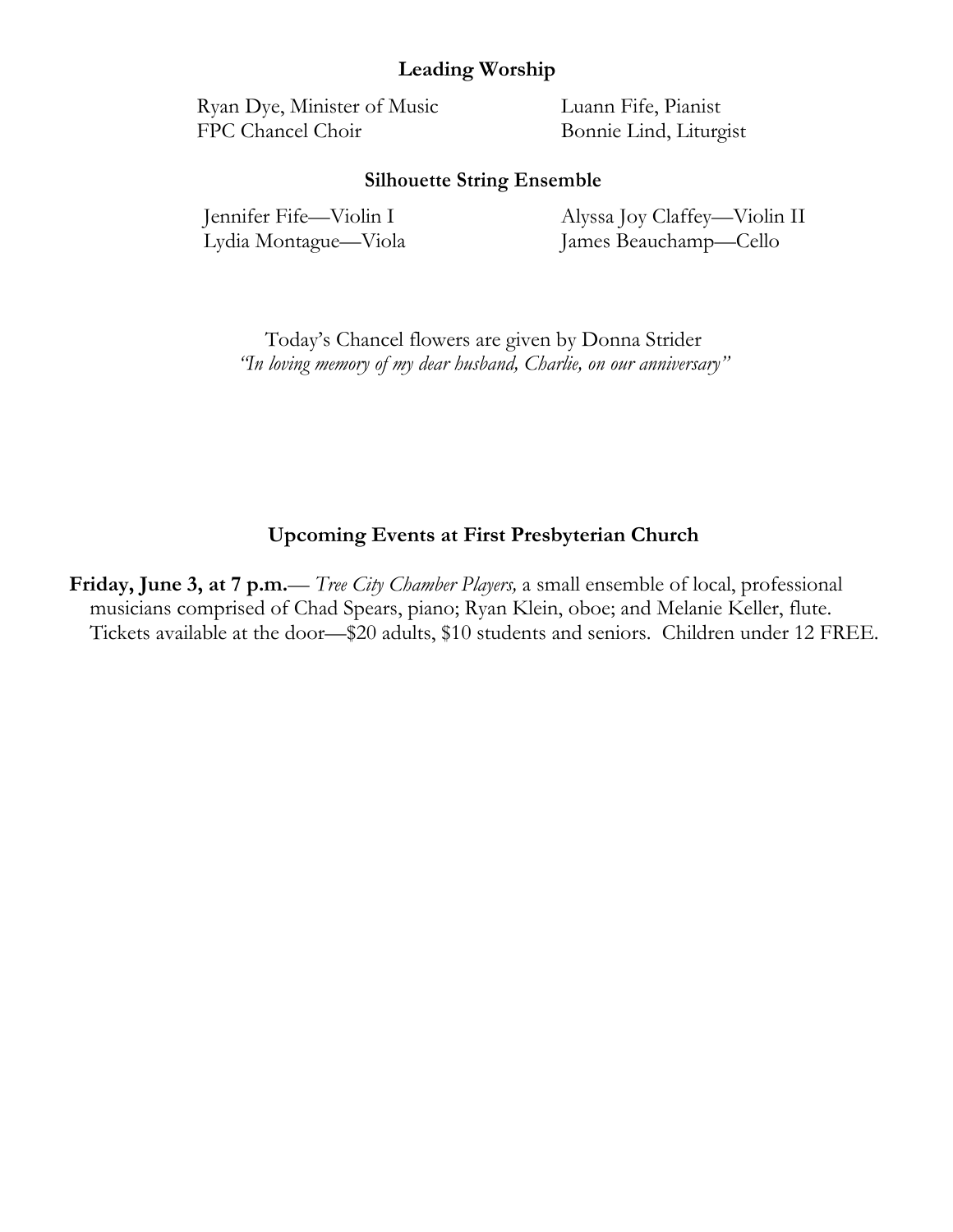**Leading Worship**

Ryan Dye, Minister of Music
FPC Chancel Choir
Luann Fife, Pianist
Bonnie Lind, Liturgist

**Silhouette String Ensemble**

Jennifer Fife—Violin I
Lydia Montague—Viola
Alyssa Joy Claffey—Violin II
James Beauchamp—Cello

Today's Chancel flowers are given by Donna Strider
*"In loving memory of my dear husband, Charlie, on our anniversary"*

**Upcoming Events at First Presbyterian Church**

**Friday, June 3, at 7 p.m.**— *Tree City Chamber Players,* a small ensemble of local, professional musicians comprised of Chad Spears, piano; Ryan Klein, oboe; and Melanie Keller, flute. Tickets available at the door—$20 adults, $10 students and seniors. Children under 12 FREE.